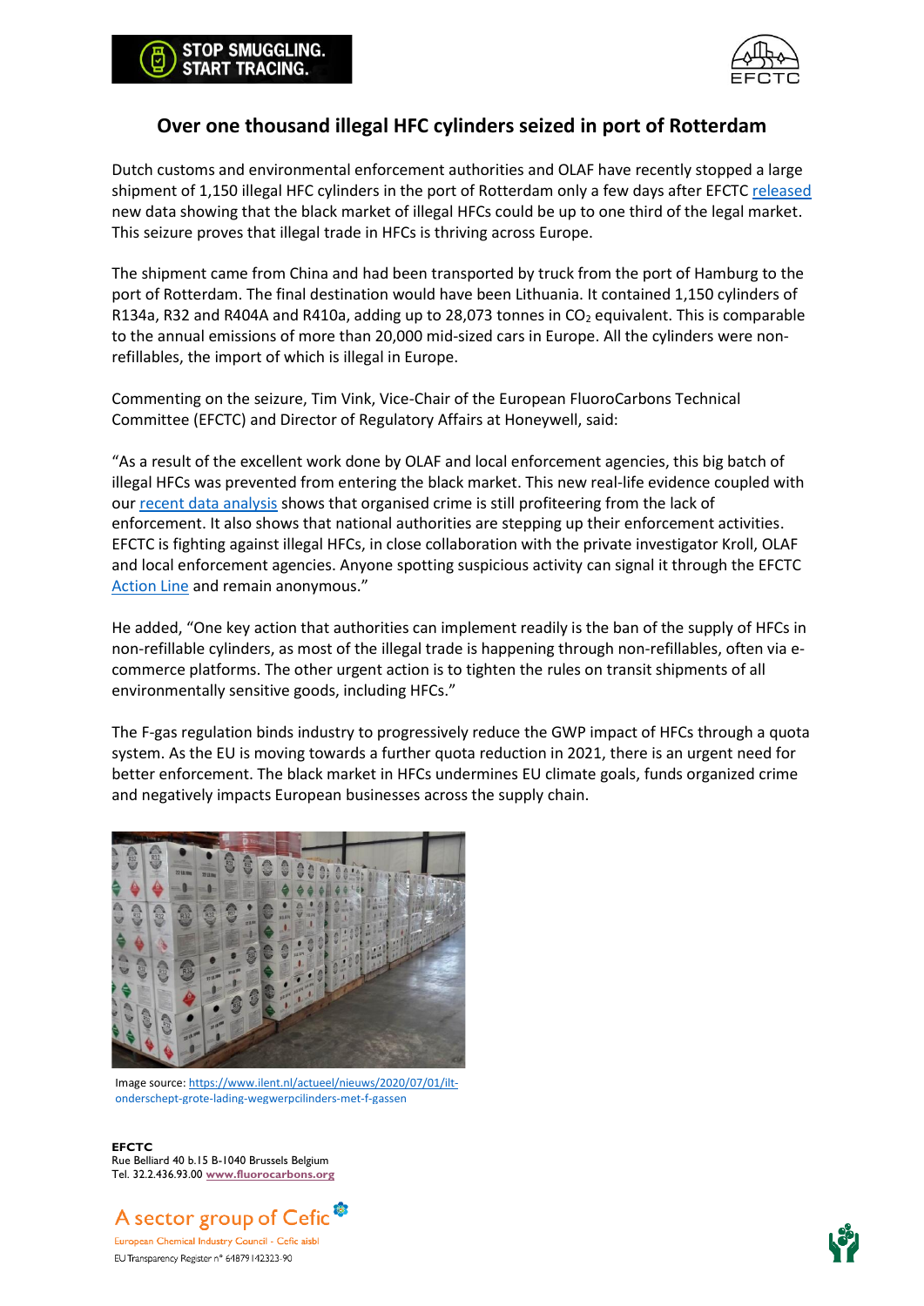# Over one thousand illegal HFC cylinders seized in port of Rotterdam

Dutch customs and environmental enforcement authorities and OLAF have recently stopped a large shipment of 1,150 illegal HFC cylinders in the port of Rotterdam only a few days after EFCTC released new data showing that the black market of illegal HFCs could be up to one third of the legal market. This seizure proves that illegal trade in HFCs is thriving across Europe.

The shipment came from China and had been transported by truck from the port of Hamburg to the port of Rotterdam. The final destination would have been Lithuania. It contained 1,150 cylinders of R134a, R32 and R404A and R410a, adding up to 28,073 tonnes in $CO_2$ equivalent. This is comparable to the annual emissions of more than 20,000 mid-sized cars in Europe. All the cylinders were non-refillables, the import of which is illegal in Europe.

Commenting on the seizure, Tim Vink, Vice-Chair of the European FluoroCarbons Technical Committee (EFCTC) and Director of Regulatory Affairs at Honeywell, said:

"As a result of the excellent work done by OLAF and local enforcement agencies, this big batch of illegal HFCs was prevented from entering the black market. This new real-life evidence coupled with our recent data analysis shows that organised crime is still profiteering from the lack of enforcement. It also shows that national authorities are stepping up their enforcement activities. EFCTC is fighting against illegal HFCs, in close collaboration with the private investigator Kroll, OLAF and local enforcement agencies. Anyone spotting suspicious activity can signal it through the EFCTC Action Line and remain anonymous."

He added, "One key action that authorities can implement readily is the ban of the supply of HFCs in non-refillable cylinders, as most of the illegal trade is happening through non-refillables, often via e-commerce platforms. The other urgent action is to tighten the rules on transit shipments of all environmentally sensitive goods, including HFCs."

The F-gas regulation binds industry to progressively reduce the GWP impact of HFCs through a quota system. As the EU is moving towards a further quota reduction in 2021, there is an urgent need for better enforcement. The black market in HFCs undermines EU climate goals, funds organized crime and negatively impacts European businesses across the supply chain.

Image source: https://www.ilent.nl/actueel/nieuws/2020/07/01/ilt-onderschept-grote-lading-wegwerpcilinders-met-f-gassen

**EFCTC**
Rue Belliard 40 b.15 B-1040 Brussels Belgium
Tel. 32.2.436.93.00 **www.fluorocarbons.org**

A sector group of Cefic
European Chemical Industry Council - Cefic aisbl
EU Transparency Register n° 64879142323-90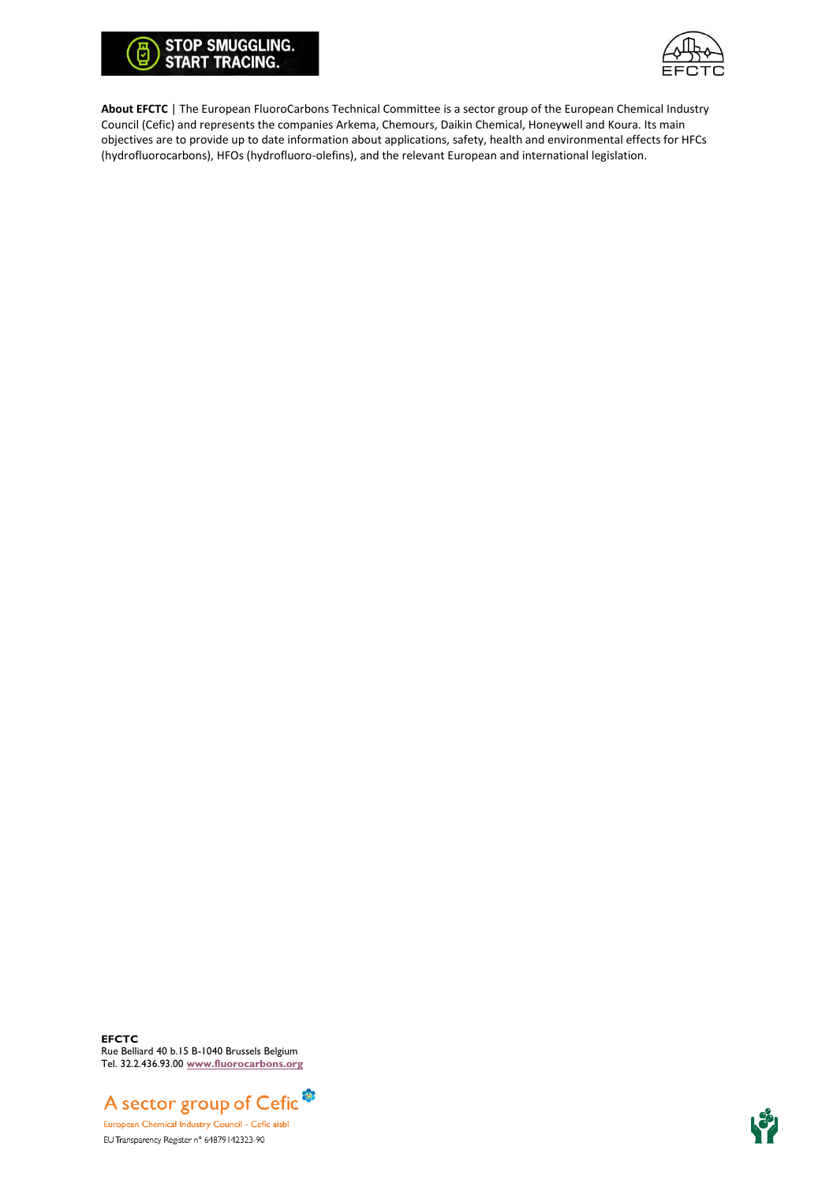**About EFCTC** | The European FluoroCarbons Technical Committee is a sector group of the European Chemical Industry Council (Cefic) and represents the companies Arkema, Chemours, Daikin Chemical, Honeywell and Koura. Its main objectives are to provide up to date information about applications, safety, health and environmental effects for HFCs (hydrofluorocarbons), HFOs (hydrofluoro-olefins), and the relevant European and international legislation.

**EFCTC**
Rue Belliard 40 b.15 B-1040 Brussels Belgium
Tel. 32.2.436.93.00 **www.fluorocarbons.org**

A sector group of Cefic

European Chemical Industry Council - Cefic aisbl

EU Transparency Register n° 64879142323-90